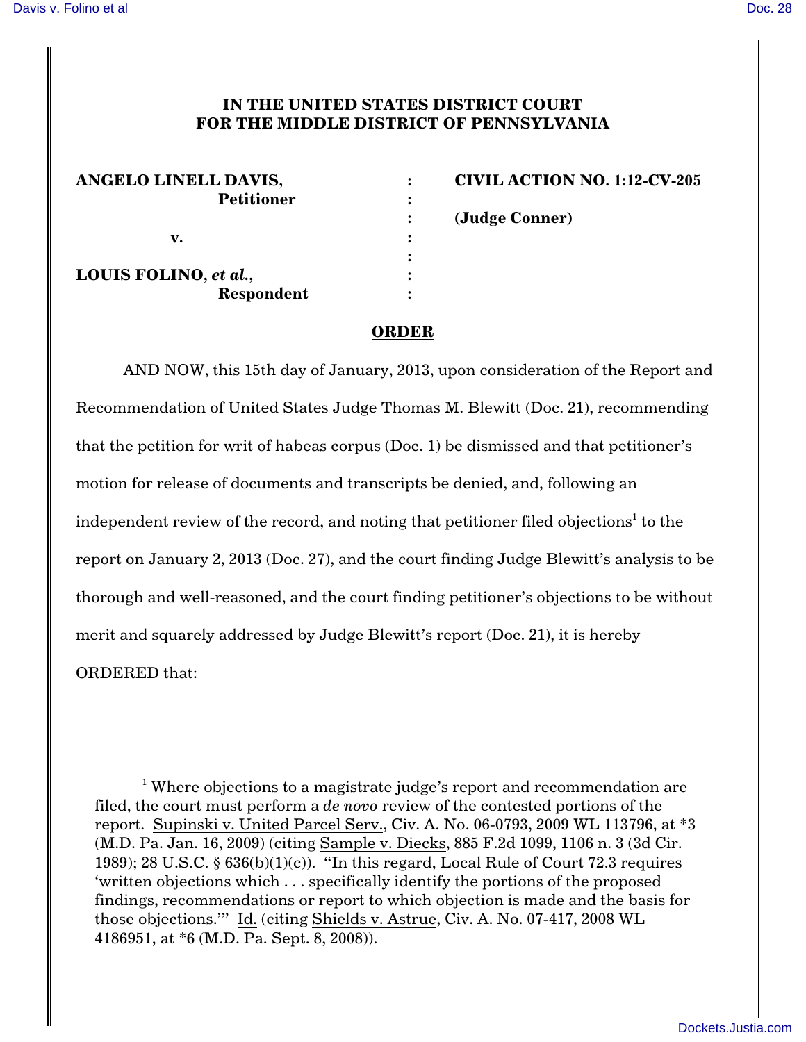**IN THE UNITED STATES DISTRICT COURT**
**FOR THE MIDDLE DISTRICT OF PENNSYLVANIA**

| | | |
|---|---|---|
| **ANGELO LINELL DAVIS,** | : | **CIVIL ACTION NO. 1:12-CV-205** |
| **Petitioner** | : | |
| | : | **(Judge Conner)** |
| **v.** | : | |
| | : | |
| **LOUIS FOLINO, *et al.*,** | : | |
| **Respondent** | : | |

**ORDER**

AND NOW, this 15th day of January, 2013, upon consideration of the Report and Recommendation of United States Judge Thomas M. Blewitt (Doc. 21), recommending that the petition for writ of habeas corpus (Doc. 1) be dismissed and that petitioner's motion for release of documents and transcripts be denied, and, following an independent review of the record, and noting that petitioner filed objections[1] to the report on January 2, 2013 (Doc. 27), and the court finding Judge Blewitt's analysis to be thorough and well-reasoned, and the court finding petitioner's objections to be without merit and squarely addressed by Judge Blewitt's report (Doc. 21), it is hereby ORDERED that:

---

[1] Where objections to a magistrate judge's report and recommendation are filed, the court must perform a *de novo* review of the contested portions of the report. Supinski v. United Parcel Serv., Civ. A. No. 06-0793, 2009 WL 113796, at *3 (M.D. Pa. Jan. 16, 2009) (citing Sample v. Diecks, 885 F.2d 1099, 1106 n. 3 (3d Cir. 1989); 28 U.S.C. § 636(b)(1)(c)). "In this regard, Local Rule of Court 72.3 requires 'written objections which . . . specifically identify the portions of the proposed findings, recommendations or report to which objection is made and the basis for those objections.'" Id. (citing Shields v. Astrue, Civ. A. No. 07-417, 2008 WL 4186951, at *6 (M.D. Pa. Sept. 8, 2008)).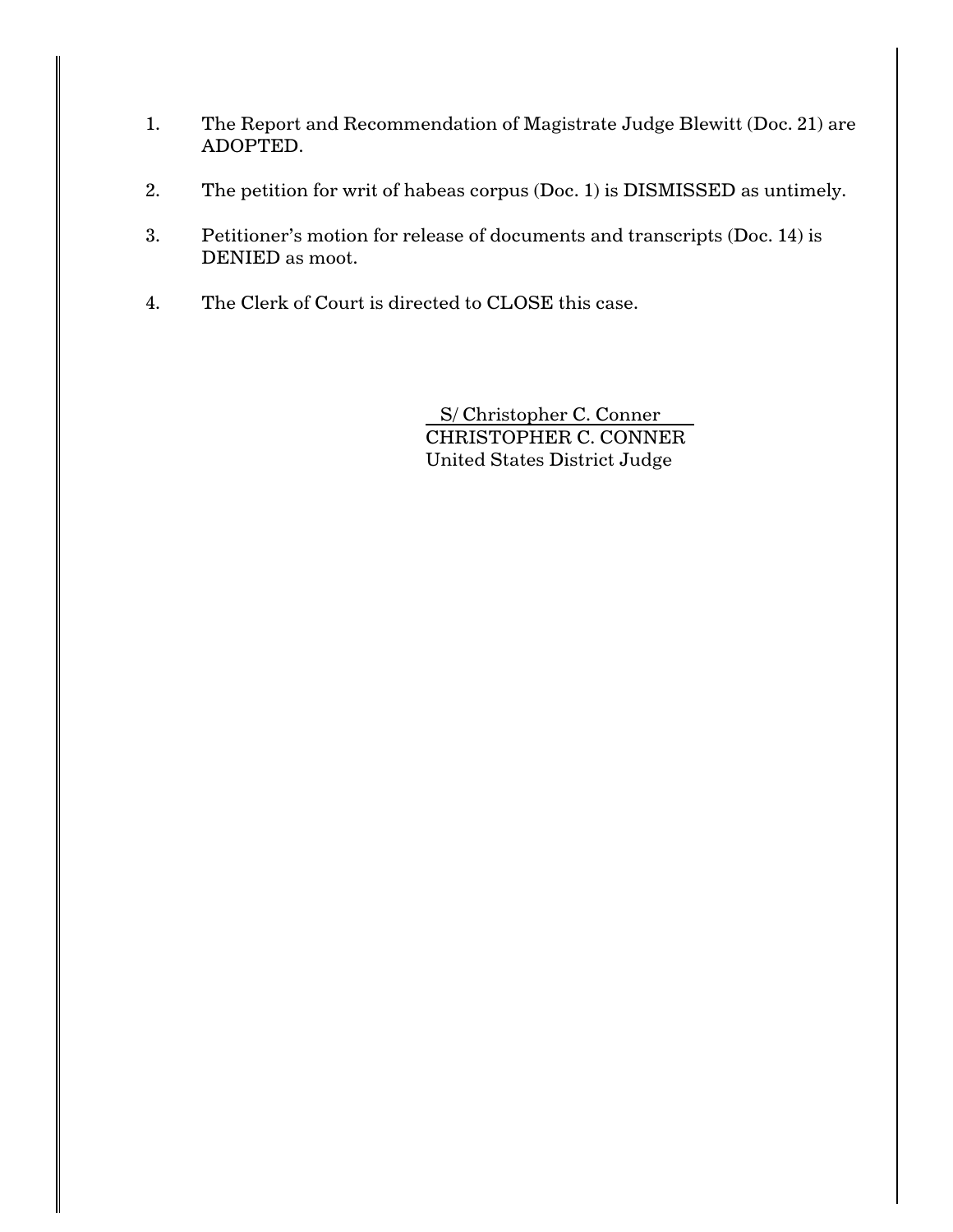1. The Report and Recommendation of Magistrate Judge Blewitt (Doc. 21) are ADOPTED.

2. The petition for writ of habeas corpus (Doc. 1) is DISMISSED as untimely.

3. Petitioner's motion for release of documents and transcripts (Doc. 14) is DENIED as moot.

4. The Clerk of Court is directed to CLOSE this case.

S/ Christopher C. Conner
CHRISTOPHER C. CONNER
United States District Judge